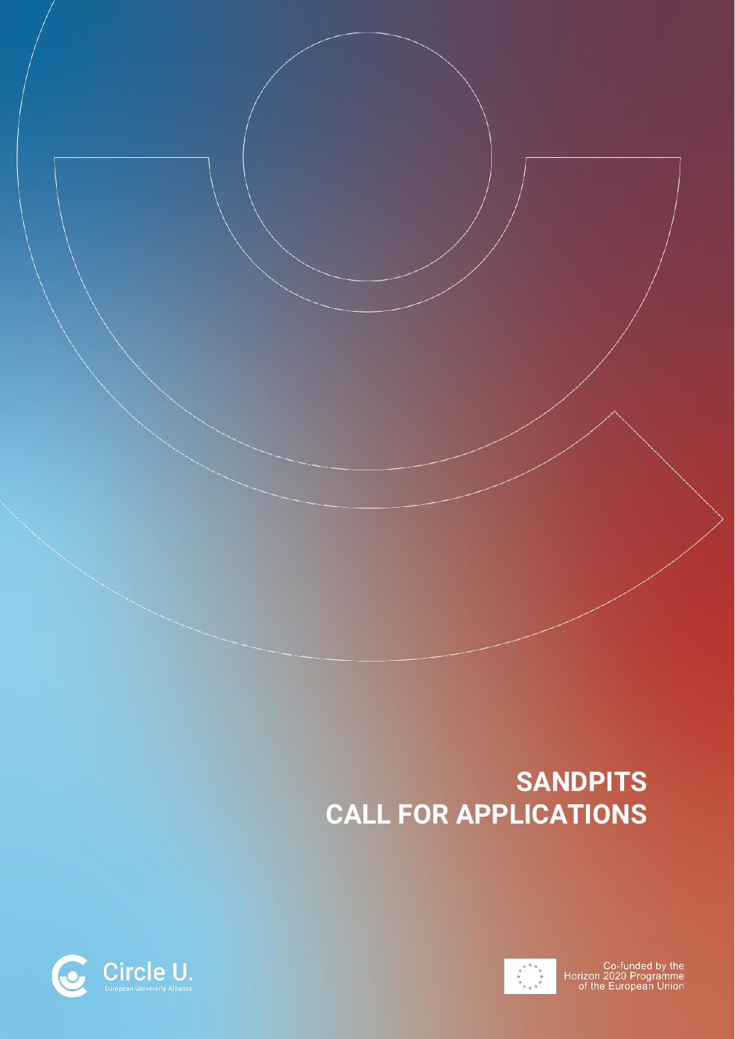# SANDPITS
# CALL FOR APPLICATIONS

Circle U.
European University Alliance

Co-funded by the Horizon 2020 Programme of the European Union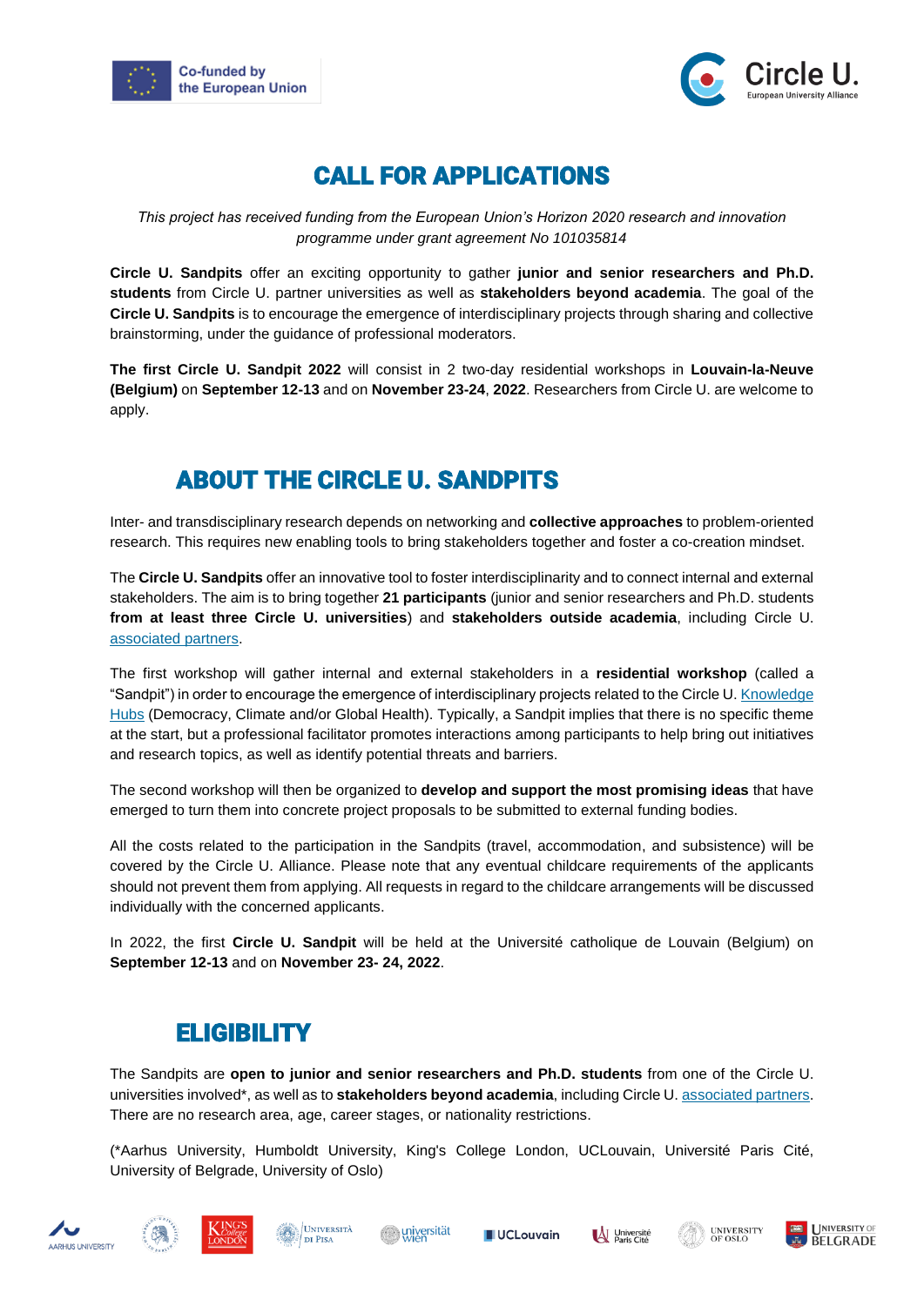# CALL FOR APPLICATIONS

*This project has received funding from the European Union's Horizon 2020 research and innovation programme under grant agreement No 101035814*

**Circle U. Sandpits** offer an exciting opportunity to gather **junior and senior researchers and Ph.D. students** from Circle U. partner universities as well as **stakeholders beyond academia**. The goal of the **Circle U. Sandpits** is to encourage the emergence of interdisciplinary projects through sharing and collective brainstorming, under the guidance of professional moderators.

**The first Circle U. Sandpit 2022** will consist in 2 two-day residential workshops in **Louvain-la-Neuve (Belgium)** on **September 12-13** and on **November 23-24**, **2022**. Researchers from Circle U. are welcome to apply.

## ABOUT THE CIRCLE U. SANDPITS

Inter- and transdisciplinary research depends on networking and **collective approaches** to problem-oriented research. This requires new enabling tools to bring stakeholders together and foster a co-creation mindset.

The **Circle U. Sandpits** offer an innovative tool to foster interdisciplinarity and to connect internal and external stakeholders. The aim is to bring together **21 participants** (junior and senior researchers and Ph.D. students **from at least three Circle U. universities**) and **stakeholders outside academia**, including Circle U. associated partners.

The first workshop will gather internal and external stakeholders in a **residential workshop** (called a "Sandpit") in order to encourage the emergence of interdisciplinary projects related to the Circle U. Knowledge Hubs (Democracy, Climate and/or Global Health). Typically, a Sandpit implies that there is no specific theme at the start, but a professional facilitator promotes interactions among participants to help bring out initiatives and research topics, as well as identify potential threats and barriers.

The second workshop will then be organized to **develop and support the most promising ideas** that have emerged to turn them into concrete project proposals to be submitted to external funding bodies.

All the costs related to the participation in the Sandpits (travel, accommodation, and subsistence) will be covered by the Circle U. Alliance. Please note that any eventual childcare requirements of the applicants should not prevent them from applying. All requests in regard to the childcare arrangements will be discussed individually with the concerned applicants.

In 2022, the first **Circle U. Sandpit** will be held at the Université catholique de Louvain (Belgium) on **September 12-13** and on **November 23- 24, 2022**.

## ELIGIBILITY

The Sandpits are **open to junior and senior researchers and Ph.D. students** from one of the Circle U. universities involved*, as well as to **stakeholders beyond academia**, including Circle U. associated partners. There are no research area, age, career stages, or nationality restrictions.

(*Aarhus University, Humboldt University, King's College London, UCLouvain, Université Paris Cité, University of Belgrade, University of Oslo)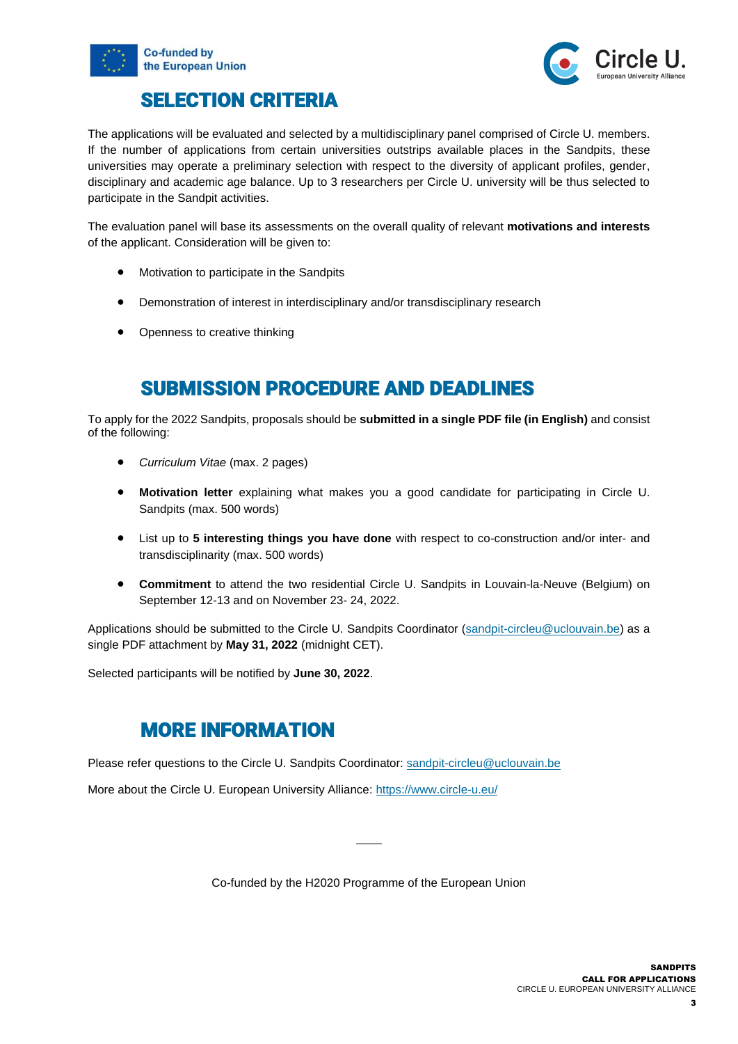## SELECTION CRITERIA

The applications will be evaluated and selected by a multidisciplinary panel comprised of Circle U. members. If the number of applications from certain universities outstrips available places in the Sandpits, these universities may operate a preliminary selection with respect to the diversity of applicant profiles, gender, disciplinary and academic age balance. Up to 3 researchers per Circle U. university will be thus selected to participate in the Sandpit activities.

The evaluation panel will base its assessments on the overall quality of relevant **motivations and interests** of the applicant. Consideration will be given to:

- Motivation to participate in the Sandpits
- Demonstration of interest in interdisciplinary and/or transdisciplinary research
- Openness to creative thinking

## SUBMISSION PROCEDURE AND DEADLINES

To apply for the 2022 Sandpits, proposals should be **submitted in a single PDF file (in English)** and consist of the following:

- *Curriculum Vitae* (max. 2 pages)
- **Motivation letter** explaining what makes you a good candidate for participating in Circle U. Sandpits (max. 500 words)
- List up to **5 interesting things you have done** with respect to co-construction and/or inter- and transdisciplinarity (max. 500 words)
- **Commitment** to attend the two residential Circle U. Sandpits in Louvain-la-Neuve (Belgium) on September 12-13 and on November 23- 24, 2022.

Applications should be submitted to the Circle U. Sandpits Coordinator (sandpit-circleu@uclouvain.be) as a single PDF attachment by **May 31, 2022** (midnight CET).

Selected participants will be notified by **June 30, 2022**.

## MORE INFORMATION

Please refer questions to the Circle U. Sandpits Coordinator: sandpit-circleu@uclouvain.be

More about the Circle U. European University Alliance: https://www.circle-u.eu/

Co-funded by the H2020 Programme of the European Union